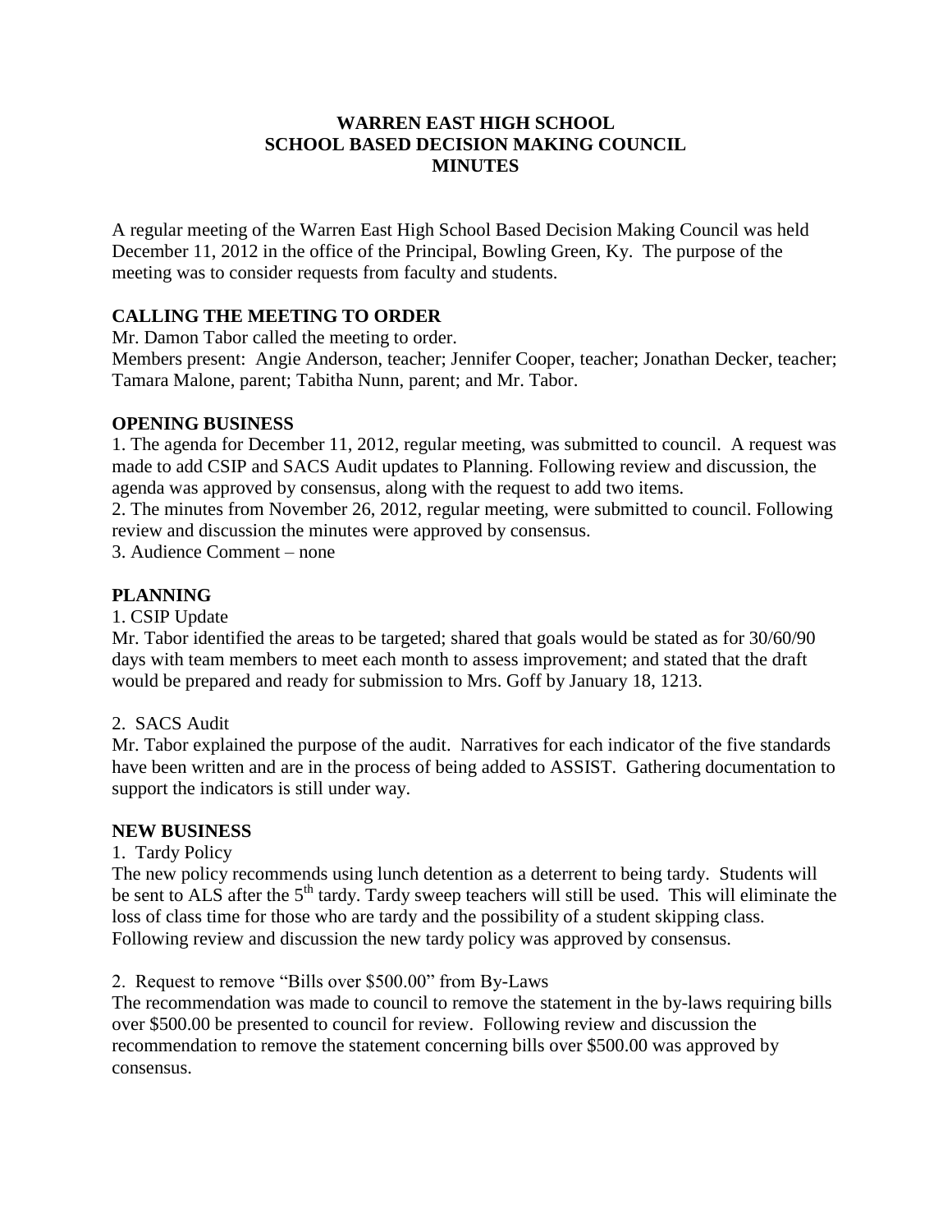# WARREN EAST HIGH SCHOOL
# SCHOOL BASED DECISION MAKING COUNCIL
# MINUTES

A regular meeting of the Warren East High School Based Decision Making Council was held December 11, 2012 in the office of the Principal, Bowling Green, Ky. The purpose of the meeting was to consider requests from faculty and students.

## CALLING THE MEETING TO ORDER

Mr. Damon Tabor called the meeting to order.
Members present: Angie Anderson, teacher; Jennifer Cooper, teacher; Jonathan Decker, teacher; Tamara Malone, parent; Tabitha Nunn, parent; and Mr. Tabor.

## OPENING BUSINESS

1. The agenda for December 11, 2012, regular meeting, was submitted to council. A request was made to add CSIP and SACS Audit updates to Planning. Following review and discussion, the agenda was approved by consensus, along with the request to add two items.
2. The minutes from November 26, 2012, regular meeting, were submitted to council. Following review and discussion the minutes were approved by consensus.
3. Audience Comment – none

## PLANNING

1. CSIP Update
Mr. Tabor identified the areas to be targeted; shared that goals would be stated as for 30/60/90 days with team members to meet each month to assess improvement; and stated that the draft would be prepared and ready for submission to Mrs. Goff by January 18, 1213.

2. SACS Audit
Mr. Tabor explained the purpose of the audit. Narratives for each indicator of the five standards have been written and are in the process of being added to ASSIST. Gathering documentation to support the indicators is still under way.

## NEW BUSINESS

1. Tardy Policy
The new policy recommends using lunch detention as a deterrent to being tardy. Students will be sent to ALS after the 5th tardy. Tardy sweep teachers will still be used. This will eliminate the loss of class time for those who are tardy and the possibility of a student skipping class. Following review and discussion the new tardy policy was approved by consensus.

2. Request to remove "Bills over $500.00" from By-Laws
The recommendation was made to council to remove the statement in the by-laws requiring bills over $500.00 be presented to council for review. Following review and discussion the recommendation to remove the statement concerning bills over $500.00 was approved by consensus.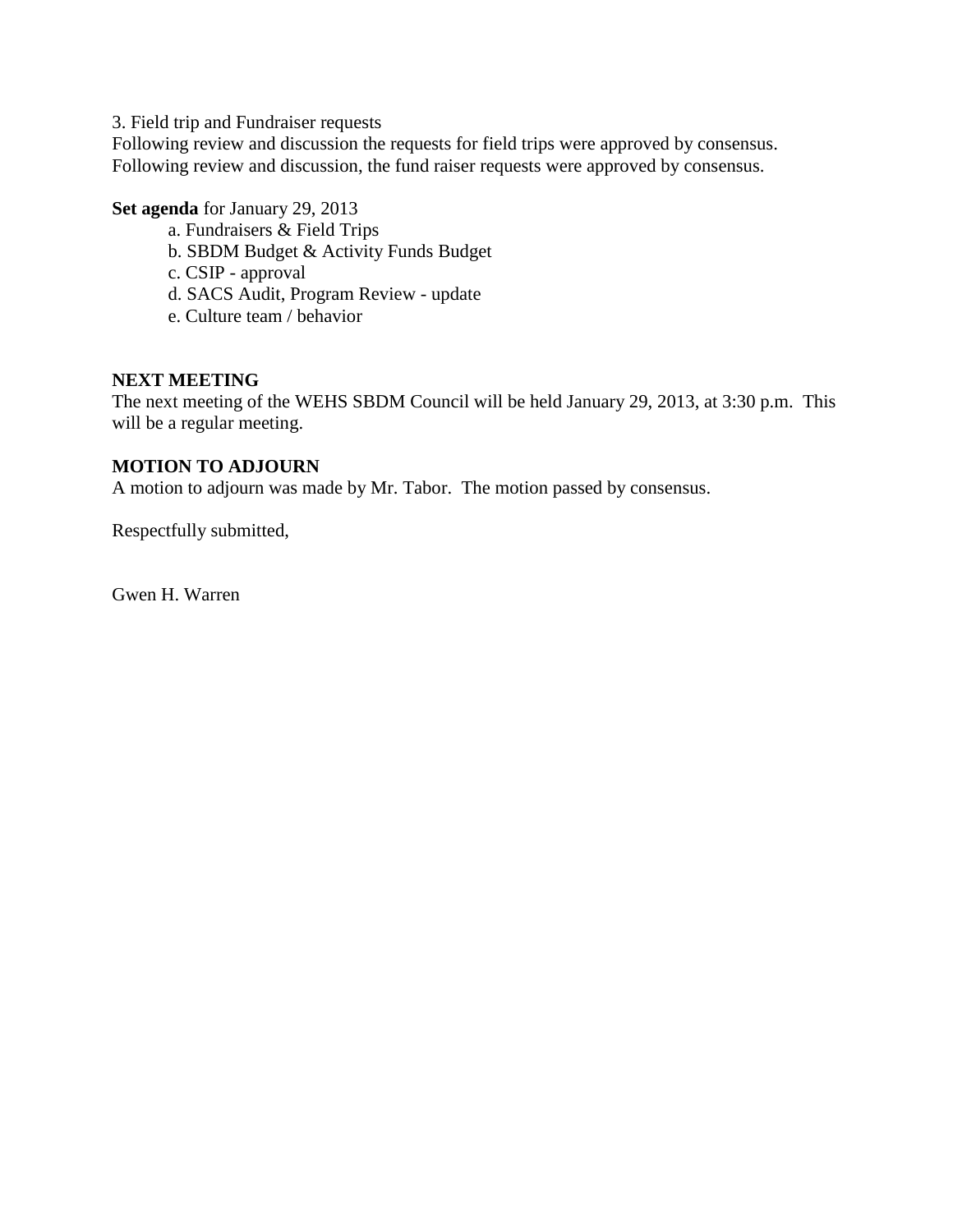3. Field trip and Fundraiser requests

Following review and discussion the requests for field trips were approved by consensus.
Following review and discussion, the fund raiser requests were approved by consensus.

**Set agenda** for January 29, 2013

a. Fundraisers & Field Trips
b. SBDM Budget & Activity Funds Budget
c. CSIP - approval
d. SACS Audit, Program Review - update
e. Culture team / behavior

**NEXT MEETING**

The next meeting of the WEHS SBDM Council will be held January 29, 2013, at 3:30 p.m. This will be a regular meeting.

**MOTION TO ADJOURN**

A motion to adjourn was made by Mr. Tabor. The motion passed by consensus.

Respectfully submitted,

Gwen H. Warren